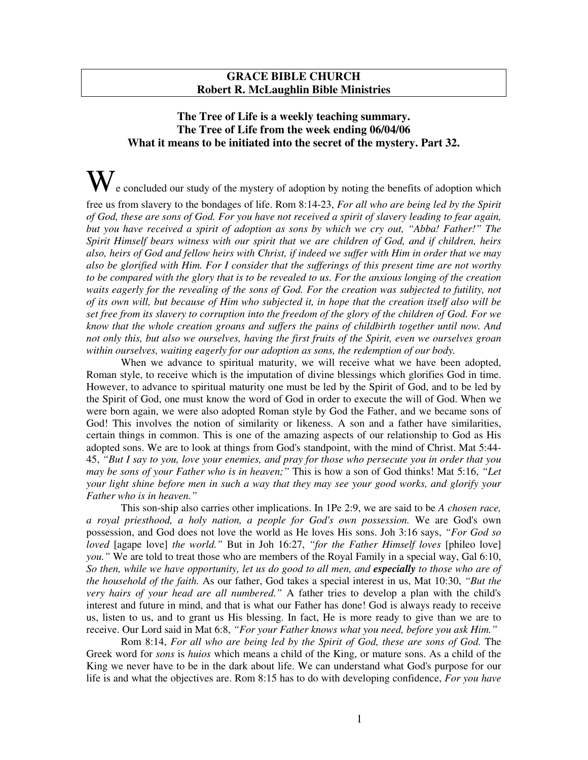**GRACE BIBLE CHURCH**
**Robert R. McLaughlin Bible Ministries**

**The Tree of Life is a weekly teaching summary.**
**The Tree of Life from the week ending 06/04/06**
**What it means to be initiated into the secret of the mystery. Part 32.**

We concluded our study of the mystery of adoption by noting the benefits of adoption which free us from slavery to the bondages of life. Rom 8:14-23, *For all who are being led by the Spirit of God, these are sons of God. For you have not received a spirit of slavery leading to fear again, but you have received a spirit of adoption as sons by which we cry out, "Abba! Father!" The Spirit Himself bears witness with our spirit that we are children of God, and if children, heirs also, heirs of God and fellow heirs with Christ, if indeed we suffer with Him in order that we may also be glorified with Him. For I consider that the sufferings of this present time are not worthy to be compared with the glory that is to be revealed to us. For the anxious longing of the creation waits eagerly for the revealing of the sons of God. For the creation was subjected to futility, not of its own will, but because of Him who subjected it, in hope that the creation itself also will be set free from its slavery to corruption into the freedom of the glory of the children of God. For we know that the whole creation groans and suffers the pains of childbirth together until now. And not only this, but also we ourselves, having the first fruits of the Spirit, even we ourselves groan within ourselves, waiting eagerly for our adoption as sons, the redemption of our body.*

When we advance to spiritual maturity, we will receive what we have been adopted, Roman style, to receive which is the imputation of divine blessings which glorifies God in time. However, to advance to spiritual maturity one must be led by the Spirit of God, and to be led by the Spirit of God, one must know the word of God in order to execute the will of God. When we were born again, we were also adopted Roman style by God the Father, and we became sons of God! This involves the notion of similarity or likeness. A son and a father have similarities, certain things in common. This is one of the amazing aspects of our relationship to God as His adopted sons. We are to look at things from God's standpoint, with the mind of Christ. Mat 5:44-45, *"But I say to you, love your enemies, and pray for those who persecute you in order that you may be sons of your Father who is in heaven;"* This is how a son of God thinks! Mat 5:16, *"Let your light shine before men in such a way that they may see your good works, and glorify your Father who is in heaven."*

This son-ship also carries other implications. In 1Pe 2:9, we are said to be *A chosen race, a royal priesthood, a holy nation, a people for God's own possession.* We are God's own possession, and God does not love the world as He loves His sons. Joh 3:16 says, *"For God so loved* [agape love] *the world."* But in Joh 16:27, *"for the Father Himself loves* [phileo love] *you."* We are told to treat those who are members of the Royal Family in a special way, Gal 6:10, *So then, while we have opportunity, let us do good to all men, and* ***especially*** *to those who are of the household of the faith.* As our father, God takes a special interest in us, Mat 10:30, *"But the very hairs of your head are all numbered."* A father tries to develop a plan with the child's interest and future in mind, and that is what our Father has done! God is always ready to receive us, listen to us, and to grant us His blessing. In fact, He is more ready to give than we are to receive. Our Lord said in Mat 6:8, *"For your Father knows what you need, before you ask Him."*

Rom 8:14, *For all who are being led by the Spirit of God, these are sons of God.* The Greek word for *sons* is *huios* which means a child of the King, or mature sons. As a child of the King we never have to be in the dark about life. We can understand what God's purpose for our life is and what the objectives are. Rom 8:15 has to do with developing confidence, *For you have*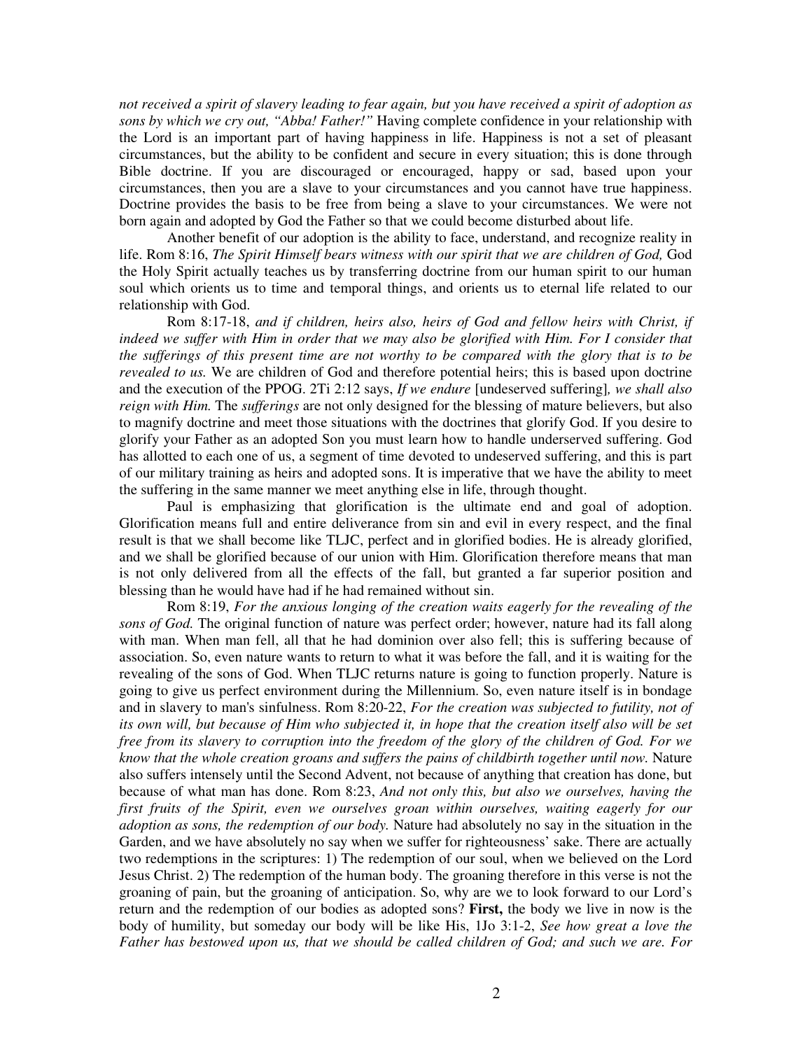*not received a spirit of slavery leading to fear again, but you have received a spirit of adoption as sons by which we cry out, "Abba! Father!"* Having complete confidence in your relationship with the Lord is an important part of having happiness in life. Happiness is not a set of pleasant circumstances, but the ability to be confident and secure in every situation; this is done through Bible doctrine. If you are discouraged or encouraged, happy or sad, based upon your circumstances, then you are a slave to your circumstances and you cannot have true happiness. Doctrine provides the basis to be free from being a slave to your circumstances. We were not born again and adopted by God the Father so that we could become disturbed about life.

Another benefit of our adoption is the ability to face, understand, and recognize reality in life. Rom 8:16, *The Spirit Himself bears witness with our spirit that we are children of God,* God the Holy Spirit actually teaches us by transferring doctrine from our human spirit to our human soul which orients us to time and temporal things, and orients us to eternal life related to our relationship with God.

Rom 8:17-18, *and if children, heirs also, heirs of God and fellow heirs with Christ, if indeed we suffer with Him in order that we may also be glorified with Him. For I consider that the sufferings of this present time are not worthy to be compared with the glory that is to be revealed to us.* We are children of God and therefore potential heirs; this is based upon doctrine and the execution of the PPOG. 2Ti 2:12 says, *If we endure* [undeserved suffering]*, we shall also reign with Him.* The *sufferings* are not only designed for the blessing of mature believers, but also to magnify doctrine and meet those situations with the doctrines that glorify God. If you desire to glorify your Father as an adopted Son you must learn how to handle underserved suffering. God has allotted to each one of us, a segment of time devoted to undeserved suffering, and this is part of our military training as heirs and adopted sons. It is imperative that we have the ability to meet the suffering in the same manner we meet anything else in life, through thought.

Paul is emphasizing that glorification is the ultimate end and goal of adoption. Glorification means full and entire deliverance from sin and evil in every respect, and the final result is that we shall become like TLJC, perfect and in glorified bodies. He is already glorified, and we shall be glorified because of our union with Him. Glorification therefore means that man is not only delivered from all the effects of the fall, but granted a far superior position and blessing than he would have had if he had remained without sin.

Rom 8:19, *For the anxious longing of the creation waits eagerly for the revealing of the sons of God.* The original function of nature was perfect order; however, nature had its fall along with man. When man fell, all that he had dominion over also fell; this is suffering because of association. So, even nature wants to return to what it was before the fall, and it is waiting for the revealing of the sons of God. When TLJC returns nature is going to function properly. Nature is going to give us perfect environment during the Millennium. So, even nature itself is in bondage and in slavery to man's sinfulness. Rom 8:20-22, *For the creation was subjected to futility, not of its own will, but because of Him who subjected it, in hope that the creation itself also will be set free from its slavery to corruption into the freedom of the glory of the children of God. For we know that the whole creation groans and suffers the pains of childbirth together until now.* Nature also suffers intensely until the Second Advent, not because of anything that creation has done, but because of what man has done. Rom 8:23, *And not only this, but also we ourselves, having the first fruits of the Spirit, even we ourselves groan within ourselves, waiting eagerly for our adoption as sons, the redemption of our body.* Nature had absolutely no say in the situation in the Garden, and we have absolutely no say when we suffer for righteousness' sake. There are actually two redemptions in the scriptures: 1) The redemption of our soul, when we believed on the Lord Jesus Christ. 2) The redemption of the human body. The groaning therefore in this verse is not the groaning of pain, but the groaning of anticipation. So, why are we to look forward to our Lord's return and the redemption of our bodies as adopted sons? **First,** the body we live in now is the body of humility, but someday our body will be like His, 1Jo 3:1-2, *See how great a love the Father has bestowed upon us, that we should be called children of God; and such we are. For*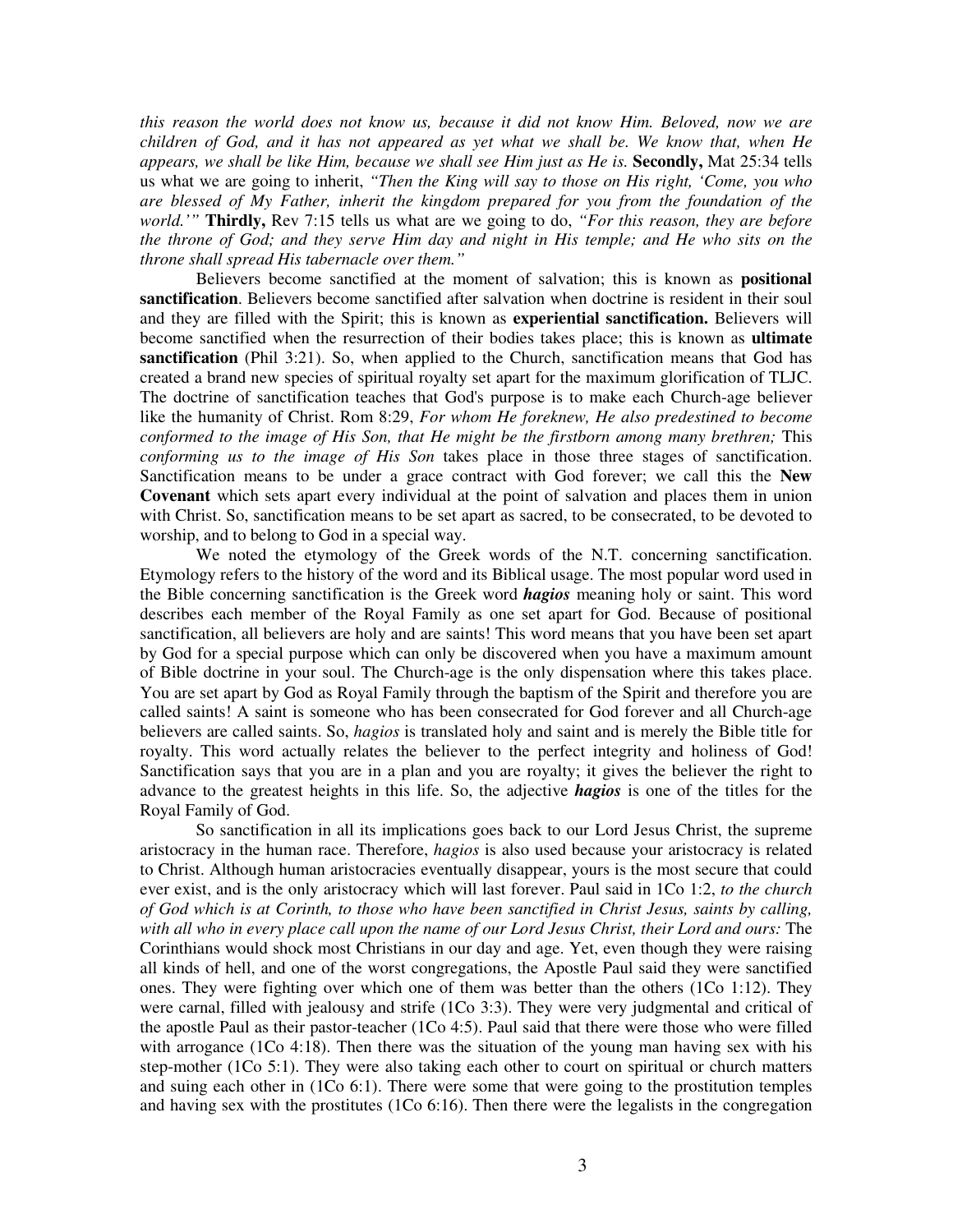*this reason the world does not know us, because it did not know Him. Beloved, now we are children of God, and it has not appeared as yet what we shall be. We know that, when He appears, we shall be like Him, because we shall see Him just as He is.* **Secondly,** Mat 25:34 tells us what we are going to inherit, *"Then the King will say to those on His right, 'Come, you who are blessed of My Father, inherit the kingdom prepared for you from the foundation of the world.'"* **Thirdly,** Rev 7:15 tells us what are we going to do, *"For this reason, they are before the throne of God; and they serve Him day and night in His temple; and He who sits on the throne shall spread His tabernacle over them."*

Believers become sanctified at the moment of salvation; this is known as **positional sanctification**. Believers become sanctified after salvation when doctrine is resident in their soul and they are filled with the Spirit; this is known as **experiential sanctification.** Believers will become sanctified when the resurrection of their bodies takes place; this is known as **ultimate sanctification** (Phil 3:21). So, when applied to the Church, sanctification means that God has created a brand new species of spiritual royalty set apart for the maximum glorification of TLJC. The doctrine of sanctification teaches that God's purpose is to make each Church-age believer like the humanity of Christ. Rom 8:29, *For whom He foreknew, He also predestined to become conformed to the image of His Son, that He might be the firstborn among many brethren;* This *conforming us to the image of His Son* takes place in those three stages of sanctification. Sanctification means to be under a grace contract with God forever; we call this the **New Covenant** which sets apart every individual at the point of salvation and places them in union with Christ. So, sanctification means to be set apart as sacred, to be consecrated, to be devoted to worship, and to belong to God in a special way.

We noted the etymology of the Greek words of the N.T. concerning sanctification. Etymology refers to the history of the word and its Biblical usage. The most popular word used in the Bible concerning sanctification is the Greek word ***hagios*** meaning holy or saint. This word describes each member of the Royal Family as one set apart for God. Because of positional sanctification, all believers are holy and are saints! This word means that you have been set apart by God for a special purpose which can only be discovered when you have a maximum amount of Bible doctrine in your soul. The Church-age is the only dispensation where this takes place. You are set apart by God as Royal Family through the baptism of the Spirit and therefore you are called saints! A saint is someone who has been consecrated for God forever and all Church-age believers are called saints. So, *hagios* is translated holy and saint and is merely the Bible title for royalty. This word actually relates the believer to the perfect integrity and holiness of God! Sanctification says that you are in a plan and you are royalty; it gives the believer the right to advance to the greatest heights in this life. So, the adjective ***hagios*** is one of the titles for the Royal Family of God.

So sanctification in all its implications goes back to our Lord Jesus Christ, the supreme aristocracy in the human race. Therefore, *hagios* is also used because your aristocracy is related to Christ. Although human aristocracies eventually disappear, yours is the most secure that could ever exist, and is the only aristocracy which will last forever. Paul said in 1Co 1:2, *to the church of God which is at Corinth, to those who have been sanctified in Christ Jesus, saints by calling, with all who in every place call upon the name of our Lord Jesus Christ, their Lord and ours:* The Corinthians would shock most Christians in our day and age. Yet, even though they were raising all kinds of hell, and one of the worst congregations, the Apostle Paul said they were sanctified ones. They were fighting over which one of them was better than the others (1Co 1:12). They were carnal, filled with jealousy and strife (1Co 3:3). They were very judgmental and critical of the apostle Paul as their pastor-teacher (1Co 4:5). Paul said that there were those who were filled with arrogance (1Co 4:18). Then there was the situation of the young man having sex with his step-mother (1Co 5:1). They were also taking each other to court on spiritual or church matters and suing each other in (1Co 6:1). There were some that were going to the prostitution temples and having sex with the prostitutes (1Co 6:16). Then there were the legalists in the congregation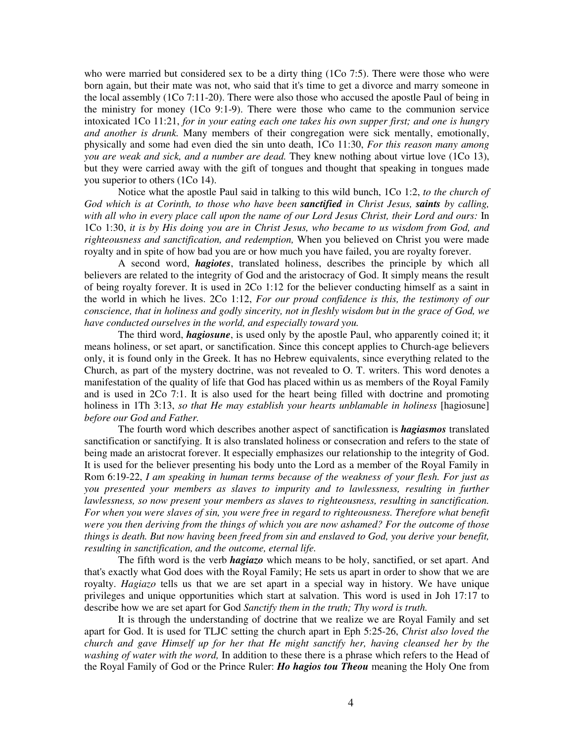who were married but considered sex to be a dirty thing (1Co 7:5). There were those who were born again, but their mate was not, who said that it's time to get a divorce and marry someone in the local assembly (1Co 7:11-20). There were also those who accused the apostle Paul of being in the ministry for money (1Co 9:1-9). There were those who came to the communion service intoxicated 1Co 11:21, *for in your eating each one takes his own supper first; and one is hungry and another is drunk.* Many members of their congregation were sick mentally, emotionally, physically and some had even died the sin unto death, 1Co 11:30, *For this reason many among you are weak and sick, and a number are dead.* They knew nothing about virtue love (1Co 13), but they were carried away with the gift of tongues and thought that speaking in tongues made you superior to others (1Co 14).

Notice what the apostle Paul said in talking to this wild bunch, 1Co 1:2, *to the church of God which is at Corinth, to those who have been **sanctified** in Christ Jesus, **saints** by calling, with all who in every place call upon the name of our Lord Jesus Christ, their Lord and ours:* In 1Co 1:30, *it is by His doing you are in Christ Jesus, who became to us wisdom from God, and righteousness and sanctification, and redemption,* When you believed on Christ you were made royalty and in spite of how bad you are or how much you have failed, you are royalty forever.

A second word, ***hagiotes***, translated holiness, describes the principle by which all believers are related to the integrity of God and the aristocracy of God. It simply means the result of being royalty forever. It is used in 2Co 1:12 for the believer conducting himself as a saint in the world in which he lives. 2Co 1:12, *For our proud confidence is this, the testimony of our conscience, that in holiness and godly sincerity, not in fleshly wisdom but in the grace of God, we have conducted ourselves in the world, and especially toward you.*

The third word, ***hagiosune***, is used only by the apostle Paul, who apparently coined it; it means holiness, or set apart, or sanctification. Since this concept applies to Church-age believers only, it is found only in the Greek. It has no Hebrew equivalents, since everything related to the Church, as part of the mystery doctrine, was not revealed to O. T. writers. This word denotes a manifestation of the quality of life that God has placed within us as members of the Royal Family and is used in 2Co 7:1. It is also used for the heart being filled with doctrine and promoting holiness in 1Th 3:13, *so that He may establish your hearts unblamable in holiness* [hagiosune] *before our God and Father.*

The fourth word which describes another aspect of sanctification is ***hagiasmos*** translated sanctification or sanctifying. It is also translated holiness or consecration and refers to the state of being made an aristocrat forever. It especially emphasizes our relationship to the integrity of God. It is used for the believer presenting his body unto the Lord as a member of the Royal Family in Rom 6:19-22, *I am speaking in human terms because of the weakness of your flesh. For just as you presented your members as slaves to impurity and to lawlessness, resulting in further lawlessness, so now present your members as slaves to righteousness, resulting in sanctification. For when you were slaves of sin, you were free in regard to righteousness. Therefore what benefit were you then deriving from the things of which you are now ashamed? For the outcome of those things is death. But now having been freed from sin and enslaved to God, you derive your benefit, resulting in sanctification, and the outcome, eternal life.*

The fifth word is the verb ***hagiazo*** which means to be holy, sanctified, or set apart. And that's exactly what God does with the Royal Family; He sets us apart in order to show that we are royalty. *Hagiazo* tells us that we are set apart in a special way in history. We have unique privileges and unique opportunities which start at salvation. This word is used in Joh 17:17 to describe how we are set apart for God *Sanctify them in the truth; Thy word is truth.*

It is through the understanding of doctrine that we realize we are Royal Family and set apart for God. It is used for TLJC setting the church apart in Eph 5:25-26, *Christ also loved the church and gave Himself up for her that He might sanctify her, having cleansed her by the washing of water with the word,* In addition to these there is a phrase which refers to the Head of the Royal Family of God or the Prince Ruler: ***Ho hagios tou Theou*** meaning the Holy One from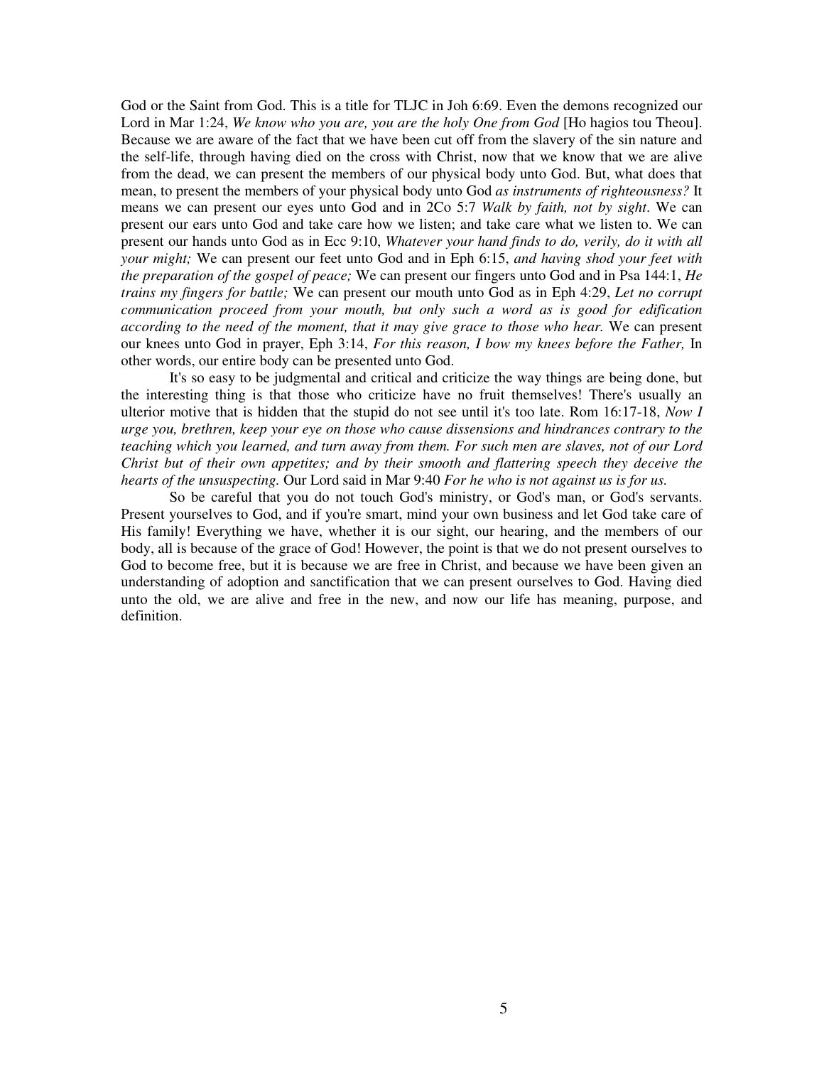God or the Saint from God. This is a title for TLJC in Joh 6:69. Even the demons recognized our Lord in Mar 1:24, *We know who you are, you are the holy One from God* [Ho hagios tou Theou]. Because we are aware of the fact that we have been cut off from the slavery of the sin nature and the self-life, through having died on the cross with Christ, now that we know that we are alive from the dead, we can present the members of our physical body unto God. But, what does that mean, to present the members of your physical body unto God *as instruments of righteousness?* It means we can present our eyes unto God and in 2Co 5:7 *Walk by faith, not by sight*. We can present our ears unto God and take care how we listen; and take care what we listen to. We can present our hands unto God as in Ecc 9:10, *Whatever your hand finds to do, verily, do it with all your might;* We can present our feet unto God and in Eph 6:15, *and having shod your feet with the preparation of the gospel of peace;* We can present our fingers unto God and in Psa 144:1, *He trains my fingers for battle;* We can present our mouth unto God as in Eph 4:29, *Let no corrupt communication proceed from your mouth, but only such a word as is good for edification according to the need of the moment, that it may give grace to those who hear.* We can present our knees unto God in prayer, Eph 3:14, *For this reason, I bow my knees before the Father,* In other words, our entire body can be presented unto God.

It's so easy to be judgmental and critical and criticize the way things are being done, but the interesting thing is that those who criticize have no fruit themselves! There's usually an ulterior motive that is hidden that the stupid do not see until it's too late. Rom 16:17-18, *Now I urge you, brethren, keep your eye on those who cause dissensions and hindrances contrary to the teaching which you learned, and turn away from them. For such men are slaves, not of our Lord Christ but of their own appetites; and by their smooth and flattering speech they deceive the hearts of the unsuspecting.* Our Lord said in Mar 9:40 *For he who is not against us is for us.*

So be careful that you do not touch God's ministry, or God's man, or God's servants. Present yourselves to God, and if you're smart, mind your own business and let God take care of His family! Everything we have, whether it is our sight, our hearing, and the members of our body, all is because of the grace of God! However, the point is that we do not present ourselves to God to become free, but it is because we are free in Christ, and because we have been given an understanding of adoption and sanctification that we can present ourselves to God. Having died unto the old, we are alive and free in the new, and now our life has meaning, purpose, and definition.